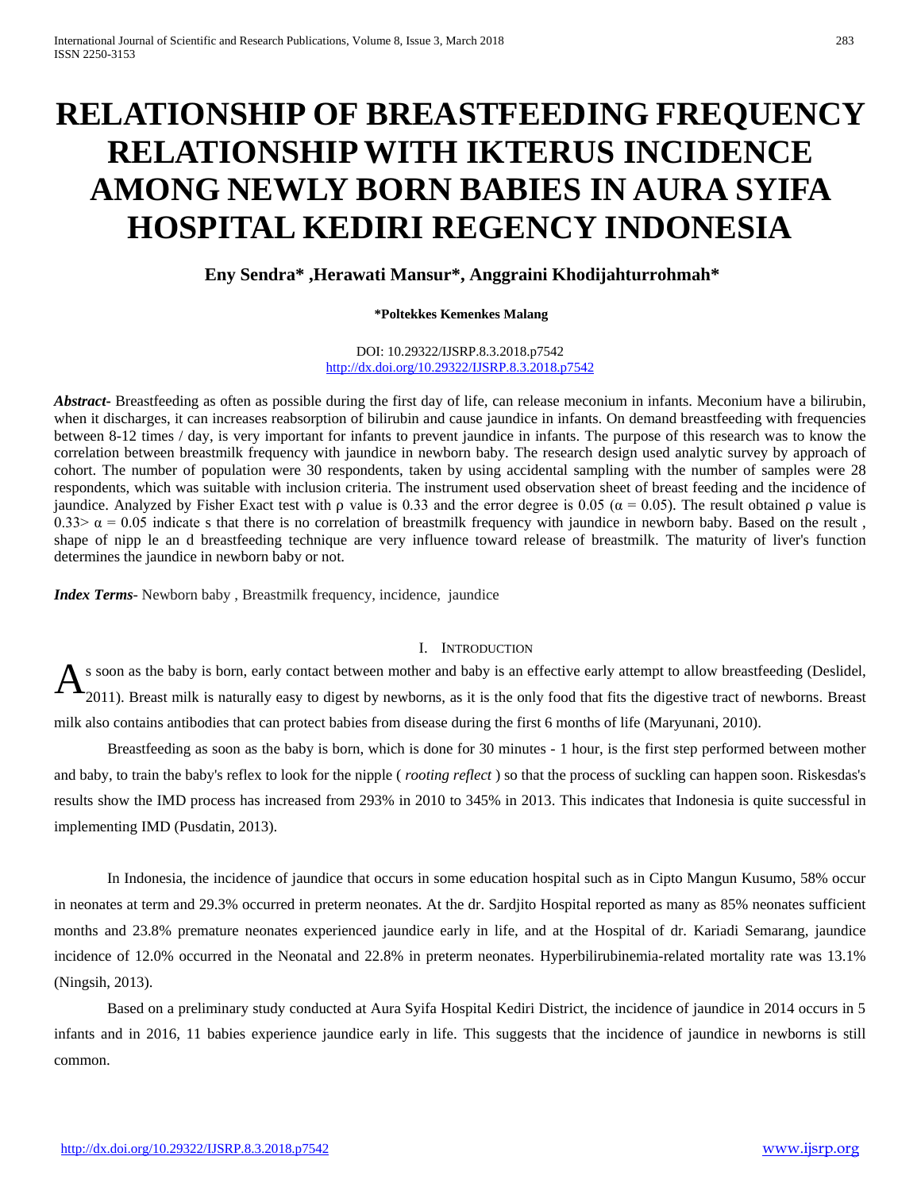# RELATIONSHIP OF BREASTFEEDING FREQUENCY RELATIONSHIP WITH IKTERUS INCIDENCE AMONG NEWLY BORN BABIES IN AURA SYIFA HOSPITAL KEDIRI REGENCY INDONESIA

**Eny Sendra\* ,Herawati Mansur\*, Anggraini Khodijahturrohmah\***

**\*Poltekkes Kemenkes Malang**

DOI: 10.29322/IJSRP.8.3.2018.p7542
http://dx.doi.org/10.29322/IJSRP.8.3.2018.p7542

***Abstract***- Breastfeeding as often as possible during the first day of life, can release meconium in infants. Meconium have a bilirubin, when it discharges, it can increases reabsorption of bilirubin and cause jaundice in infants. On demand breastfeeding with frequencies between 8-12 times / day, is very important for infants to prevent jaundice in infants. The purpose of this research was to know the correlation between breastmilk frequency with jaundice in newborn baby. The research design used analytic survey by approach of cohort. The number of population were 30 respondents, taken by using accidental sampling with the number of samples were 28 respondents, which was suitable with inclusion criteria. The instrument used observation sheet of breast feeding and the incidence of jaundice. Analyzed by Fisher Exact test with ρ value is 0.33 and the error degree is 0.05 ($\alpha = 0.05$). The result obtained ρ value is $0.33 > \alpha = 0.05$ indicate s that there is no correlation of breastmilk frequency with jaundice in newborn baby. Based on the result , shape of nipp le an d breastfeeding technique are very influence toward release of breastmilk. The maturity of liver's function determines the jaundice in newborn baby or not.

***Index Terms***- Newborn baby , Breastmilk frequency, incidence, jaundice

## I. Introduction

As soon as the baby is born, early contact between mother and baby is an effective early attempt to allow breastfeeding (Deslidel, 2011). Breast milk is naturally easy to digest by newborns, as it is the only food that fits the digestive tract of newborns. Breast milk also contains antibodies that can protect babies from disease during the first 6 months of life (Maryunani, 2010).

Breastfeeding as soon as the baby is born, which is done for 30 minutes - 1 hour, is the first step performed between mother and baby, to train the baby's reflex to look for the nipple ( *rooting reflect* ) so that the process of suckling can happen soon. Riskesdas's results show the IMD process has increased from 293% in 2010 to 345% in 2013. This indicates that Indonesia is quite successful in implementing IMD (Pusdatin, 2013).

In Indonesia, the incidence of jaundice that occurs in some education hospital such as in Cipto Mangun Kusumo, 58% occur in neonates at term and 29.3% occurred in preterm neonates. At the dr. Sardjito Hospital reported as many as 85% neonates sufficient months and 23.8% premature neonates experienced jaundice early in life, and at the Hospital of dr. Kariadi Semarang, jaundice incidence of 12.0% occurred in the Neonatal and 22.8% in preterm neonates. Hyperbilirubinemia-related mortality rate was 13.1% (Ningsih, 2013).

Based on a preliminary study conducted at Aura Syifa Hospital Kediri District, the incidence of jaundice in 2014 occurs in 5 infants and in 2016, 11 babies experience jaundice early in life. This suggests that the incidence of jaundice in newborns is still common.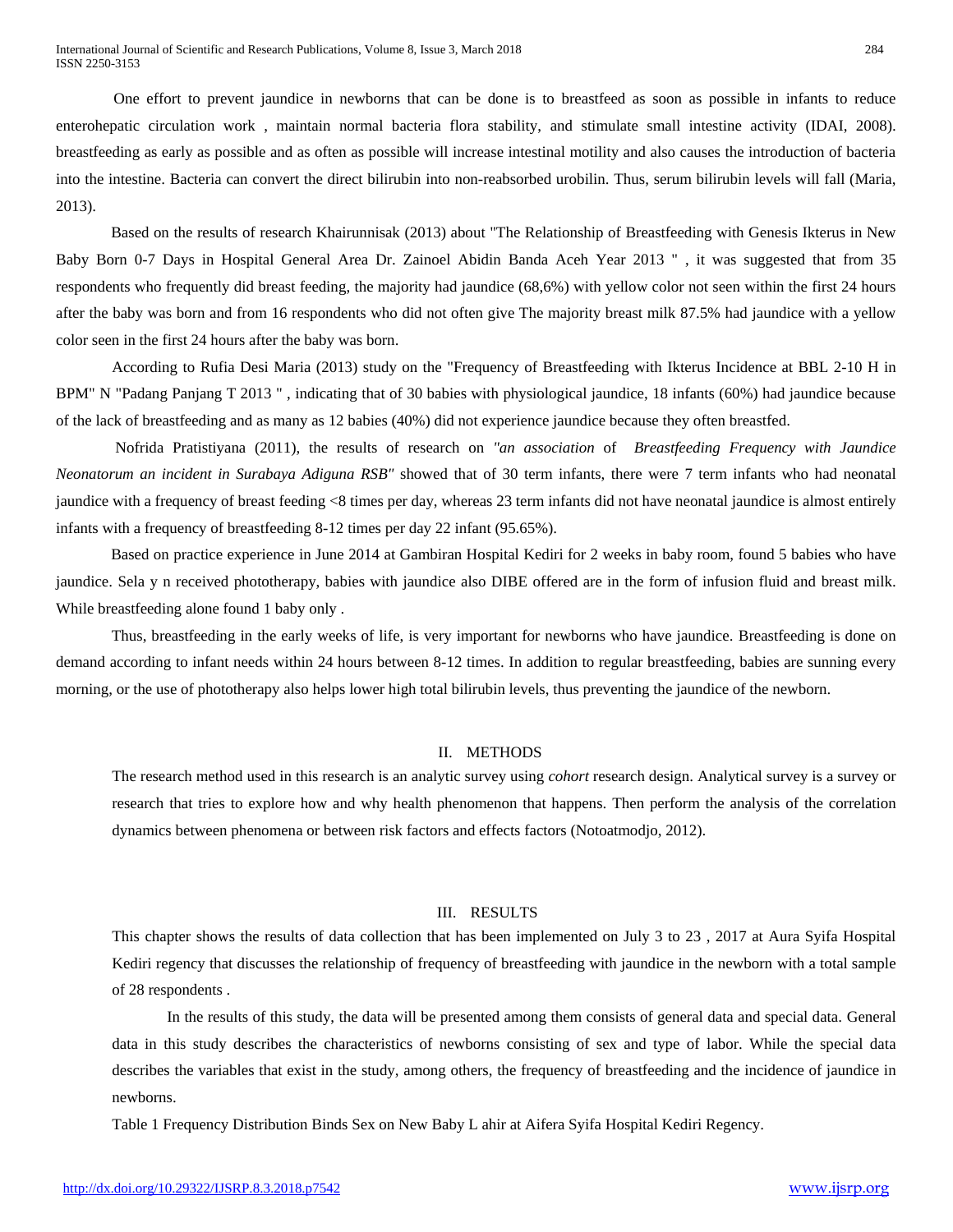One effort to prevent jaundice in newborns that can be done is to breastfeed as soon as possible in infants to reduce enterohepatic circulation work , maintain normal bacteria flora stability, and stimulate small intestine activity (IDAI, 2008). breastfeeding as early as possible and as often as possible will increase intestinal motility and also causes the introduction of bacteria into the intestine. Bacteria can convert the direct bilirubin into non-reabsorbed urobilin. Thus, serum bilirubin levels will fall (Maria, 2013).

Based on the results of research Khairunnisak (2013) about "The Relationship of Breastfeeding with Genesis Ikterus in New Baby Born 0-7 Days in Hospital General Area Dr. Zainoel Abidin Banda Aceh Year 2013 " , it was suggested that from 35 respondents who frequently did breast feeding, the majority had jaundice (68,6%) with yellow color not seen within the first 24 hours after the baby was born and from 16 respondents who did not often give The majority breast milk 87.5% had jaundice with a yellow color seen in the first 24 hours after the baby was born.

According to Rufia Desi Maria (2013) study on the "Frequency of Breastfeeding with Ikterus Incidence at BBL 2-10 H in BPM" N "Padang Panjang T 2013 " , indicating that of 30 babies with physiological jaundice, 18 infants (60%) had jaundice because of the lack of breastfeeding and as many as 12 babies (40%) did not experience jaundice because they often breastfed.

Nofrida Pratistiyana (2011), the results of research on *"an association* of *Breastfeeding Frequency with Jaundice Neonatorum an incident in Surabaya Adiguna RSB"* showed that of 30 term infants, there were 7 term infants who had neonatal jaundice with a frequency of breast feeding <8 times per day, whereas 23 term infants did not have neonatal jaundice is almost entirely infants with a frequency of breastfeeding 8-12 times per day 22 infant (95.65%).

Based on practice experience in June 2014 at Gambiran Hospital Kediri for 2 weeks in baby room, found 5 babies who have jaundice. Sela y n received phototherapy, babies with jaundice also DIBE offered are in the form of infusion fluid and breast milk. While breastfeeding alone found 1 baby only .

Thus, breastfeeding in the early weeks of life, is very important for newborns who have jaundice. Breastfeeding is done on demand according to infant needs within 24 hours between 8-12 times. In addition to regular breastfeeding, babies are sunning every morning, or the use of phototherapy also helps lower high total bilirubin levels, thus preventing the jaundice of the newborn.

## II. METHODS

The research method used in this research is an analytic survey using *cohort* research design. Analytical survey is a survey or research that tries to explore how and why health phenomenon that happens. Then perform the analysis of the correlation dynamics between phenomena or between risk factors and effects factors (Notoatmodjo, 2012).

## III. RESULTS

This chapter shows the results of data collection that has been implemented on July 3 to 23 , 2017 at Aura Syifa Hospital Kediri regency that discusses the relationship of frequency of breastfeeding with jaundice in the newborn with a total sample of 28 respondents .

In the results of this study, the data will be presented among them consists of general data and special data. General data in this study describes the characteristics of newborns consisting of sex and type of labor. While the special data describes the variables that exist in the study, among others, the frequency of breastfeeding and the incidence of jaundice in newborns.

Table 1 Frequency Distribution Binds Sex on New Baby L ahir at Aifera Syifa Hospital Kediri Regency.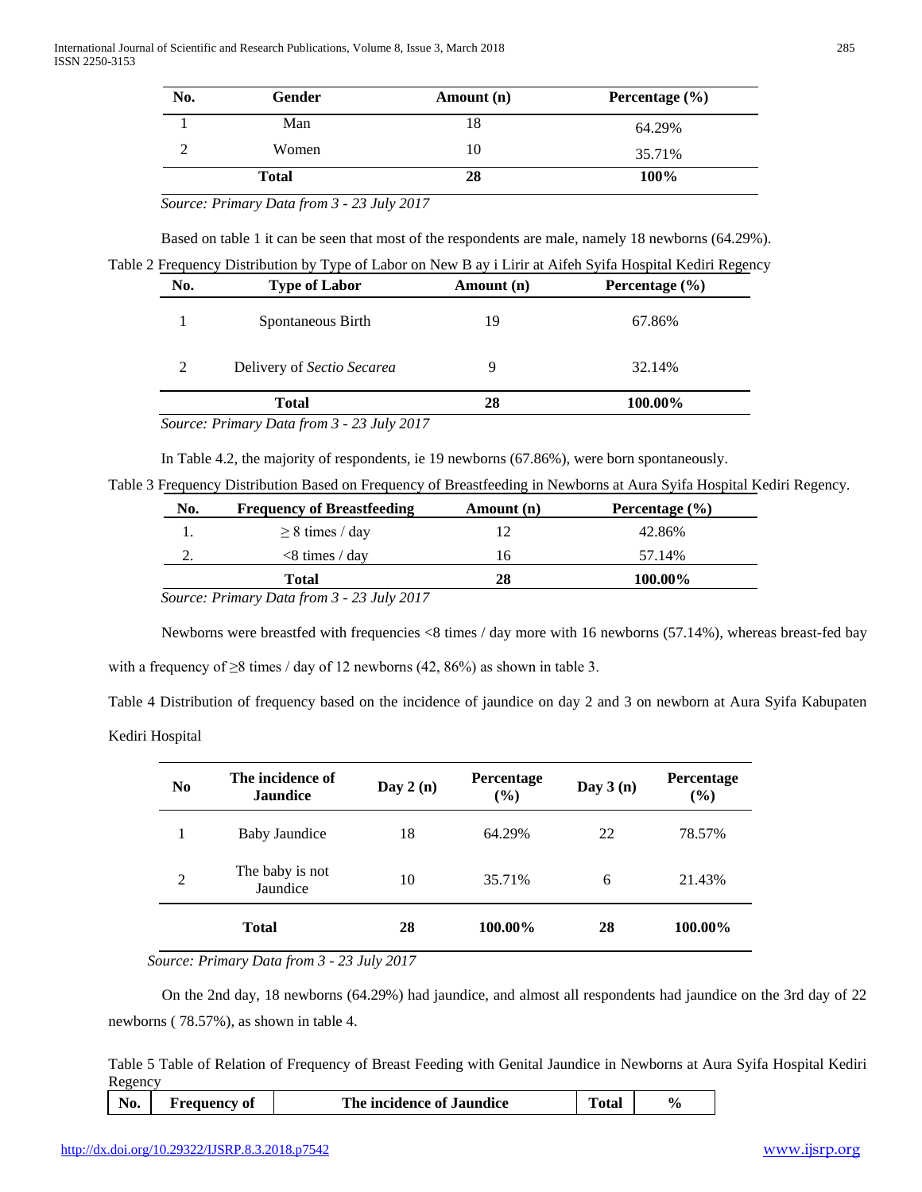| No. | Gender | Amount (n) | Percentage (%) |
|---|---|---|---|
| 1 | Man | 18 | 64.29% |
| 2 | Women | 10 | 35.71% |
| | **Total** | **28** | **100%** |

*Source: Primary Data from 3 - 23 July 2017*

Based on table 1 it can be seen that most of the respondents are male, namely 18 newborns (64.29%).

Table 2 Frequency Distribution by Type of Labor on New B ay i Lirir at Aifeh Syifa Hospital Kediri Regency

| No. | Type of Labor | Amount (n) | Percentage (%) |
|---|---|---|---|
| 1 | Spontaneous Birth | 19 | 67.86% |
| 2 | Delivery of *Sectio Secarea* | 9 | 32.14% |
| | **Total** | **28** | **100.00%** |

*Source: Primary Data from 3 - 23 July 2017*

In Table 4.2, the majority of respondents, ie 19 newborns (67.86%), were born spontaneously.

Table 3 Frequency Distribution Based on Frequency of Breastfeeding in Newborns at Aura Syifa Hospital Kediri Regency.

| No. | Frequency of Breastfeeding | Amount (n) | Percentage (%) |
|---|---|---|---|
| 1. | ≥ 8 times / day | 12 | 42.86% |
| 2. | <8 times / day | 16 | 57.14% |
| | **Total** | **28** | **100.00%** |

*Source: Primary Data from 3 - 23 July 2017*

Newborns were breastfed with frequencies <8 times / day more with 16 newborns (57.14%), whereas breast-fed bay with a frequency of ≥8 times / day of 12 newborns (42, 86%) as shown in table 3.

Table 4 Distribution of frequency based on the incidence of jaundice on day 2 and 3 on newborn at Aura Syifa Kabupaten Kediri Hospital

| No | The incidence of Jaundice | Day 2 (n) | Percentage (%) | Day 3 (n) | Percentage (%) |
|---|---|---|---|---|---|
| 1 | Baby Jaundice | 18 | 64.29% | 22 | 78.57% |
| 2 | The baby is not Jaundice | 10 | 35.71% | 6 | 21.43% |
| | **Total** | **28** | **100.00%** | **28** | **100.00%** |

*Source: Primary Data from 3 - 23 July 2017*

On the 2nd day, 18 newborns (64.29%) had jaundice, and almost all respondents had jaundice on the 3rd day of 22 newborns ( 78.57%), as shown in table 4.

Table 5 Table of Relation of Frequency of Breast Feeding with Genital Jaundice in Newborns at Aura Syifa Hospital Kediri Regency

| No. | Frequency of | The incidence of Jaundice | Total | % |
|---|---|---|---|---|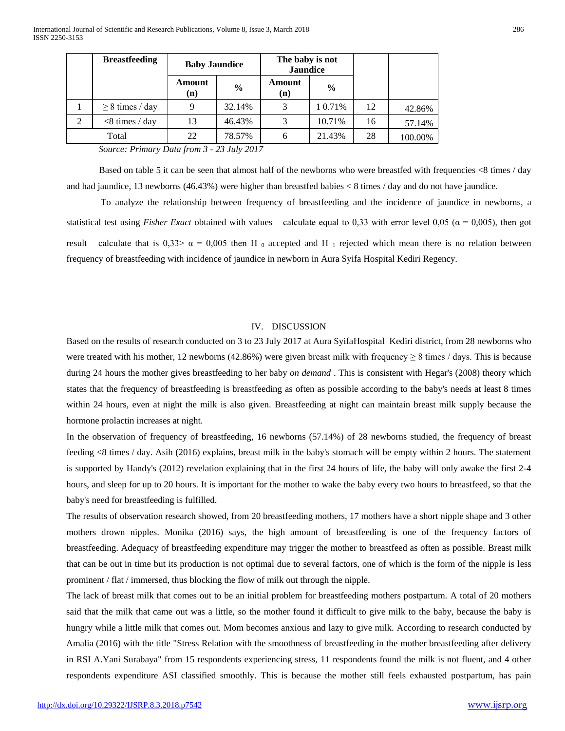| | Breastfeeding | Baby Jaundice | | The baby is not Jaundice | | | |
|---|---|---|---|---|---|---|---|
| | | Amount (n) | % | Amount (n) | % | | |
| 1 | ≥ 8 times / day | 9 | 32.14% | 3 | 1 0.71% | 12 | 42.86% |
| 2 | <8 times / day | 13 | 46.43% | 3 | 10.71% | 16 | 57.14% |
| Total | | 22 | 78.57% | 6 | 21.43% | 28 | 100.00% |

*Source: Primary Data from 3 - 23 July 2017*

Based on table 5 it can be seen that almost half of the newborns who were breastfed with frequencies <8 times / day and had jaundice, 13 newborns (46.43%) were higher than breastfed babies < 8 times / day and do not have jaundice.

To analyze the relationship between frequency of breastfeeding and the incidence of jaundice in newborns, a statistical test using *Fisher Exact* obtained with values calculate equal to 0,33 with error level 0,05 (α = 0,005), then got result calculate that is 0,33> α = 0,005 then $H_0$ accepted and $H_1$ rejected which mean there is no relation between frequency of breastfeeding with incidence of jaundice in newborn in Aura Syifa Hospital Kediri Regency.

## IV. DISCUSSION

Based on the results of research conducted on 3 to 23 July 2017 at Aura SyifaHospital Kediri district, from 28 newborns who were treated with his mother, 12 newborns (42.86%) were given breast milk with frequency ≥ 8 times / days. This is because during 24 hours the mother gives breastfeeding to her baby *on demand* . This is consistent with Hegar's (2008) theory which states that the frequency of breastfeeding is breastfeeding as often as possible according to the baby's needs at least 8 times within 24 hours, even at night the milk is also given. Breastfeeding at night can maintain breast milk supply because the hormone prolactin increases at night.

In the observation of frequency of breastfeeding, 16 newborns (57.14%) of 28 newborns studied, the frequency of breast feeding <8 times / day. Asih (2016) explains, breast milk in the baby's stomach will be empty within 2 hours. The statement is supported by Handy's (2012) revelation explaining that in the first 24 hours of life, the baby will only awake the first 2-4 hours, and sleep for up to 20 hours. It is important for the mother to wake the baby every two hours to breastfeed, so that the baby's need for breastfeeding is fulfilled.

The results of observation research showed, from 20 breastfeeding mothers, 17 mothers have a short nipple shape and 3 other mothers drown nipples. Monika (2016) says, the high amount of breastfeeding is one of the frequency factors of breastfeeding. Adequacy of breastfeeding expenditure may trigger the mother to breastfeed as often as possible. Breast milk that can be out in time but its production is not optimal due to several factors, one of which is the form of the nipple is less prominent / flat / immersed, thus blocking the flow of milk out through the nipple.

The lack of breast milk that comes out to be an initial problem for breastfeeding mothers postpartum. A total of 20 mothers said that the milk that came out was a little, so the mother found it difficult to give milk to the baby, because the baby is hungry while a little milk that comes out. Mom becomes anxious and lazy to give milk. According to research conducted by Amalia (2016) with the title "Stress Relation with the smoothness of breastfeeding in the mother breastfeeding after delivery in RSI A.Yani Surabaya" from 15 respondents experiencing stress, 11 respondents found the milk is not fluent, and 4 other respondents expenditure ASI classified smoothly. This is because the mother still feels exhausted postpartum, has pain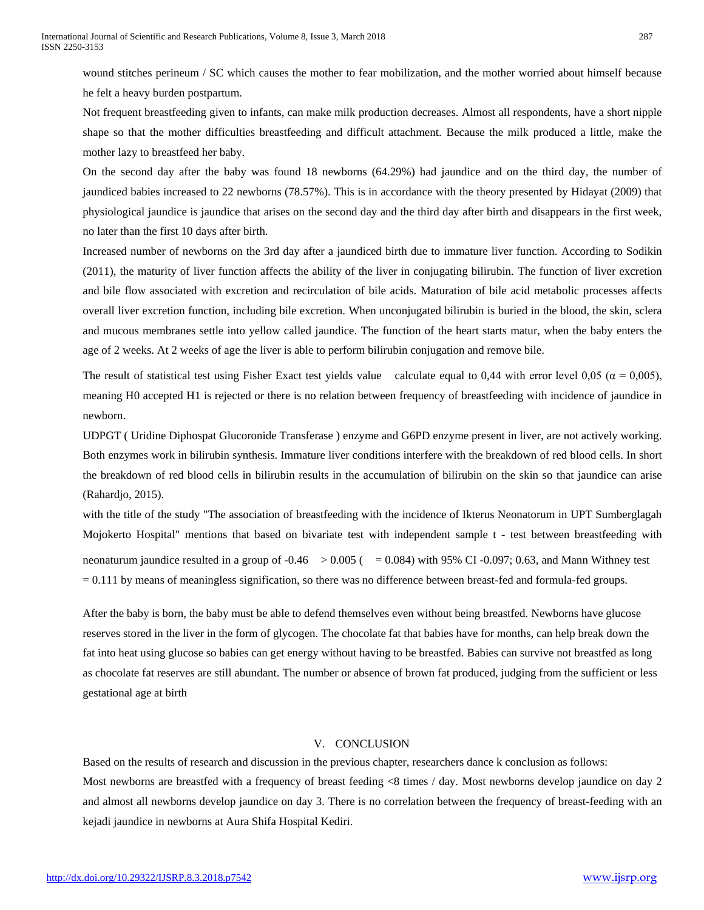wound stitches perineum / SC which causes the mother to fear mobilization, and the mother worried about himself because he felt a heavy burden postpartum.

Not frequent breastfeeding given to infants, can make milk production decreases. Almost all respondents, have a short nipple shape so that the mother difficulties breastfeeding and difficult attachment. Because the milk produced a little, make the mother lazy to breastfeed her baby.

On the second day after the baby was found 18 newborns (64.29%) had jaundice and on the third day, the number of jaundiced babies increased to 22 newborns (78.57%). This is in accordance with the theory presented by Hidayat (2009) that physiological jaundice is jaundice that arises on the second day and the third day after birth and disappears in the first week, no later than the first 10 days after birth.

Increased number of newborns on the 3rd day after a jaundiced birth due to immature liver function. According to Sodikin (2011), the maturity of liver function affects the ability of the liver in conjugating bilirubin. The function of liver excretion and bile flow associated with excretion and recirculation of bile acids. Maturation of bile acid metabolic processes affects overall liver excretion function, including bile excretion. When unconjugated bilirubin is buried in the blood, the skin, sclera and mucous membranes settle into yellow called jaundice. The function of the heart starts matur, when the baby enters the age of 2 weeks. At 2 weeks of age the liver is able to perform bilirubin conjugation and remove bile.

The result of statistical test using Fisher Exact test yields value calculate equal to 0,44 with error level 0,05 ($\alpha$ = 0,005), meaning H0 accepted H1 is rejected or there is no relation between frequency of breastfeeding with incidence of jaundice in newborn.

UDPGT ( Uridine Diphospat Glucoronide Transferase ) enzyme and G6PD enzyme present in liver, are not actively working. Both enzymes work in bilirubin synthesis. Immature liver conditions interfere with the breakdown of red blood cells. In short the breakdown of red blood cells in bilirubin results in the accumulation of bilirubin on the skin so that jaundice can arise (Rahardjo, 2015).

with the title of the study "The association of breastfeeding with the incidence of Ikterus Neonatorum in UPT Sumberglagah Mojokerto Hospital" mentions that based on bivariate test with independent sample t - test between breastfeeding with neonaturum jaundice resulted in a group of -0.46 > 0.005 ( = 0.084) with 95% CI -0.097; 0.63, and Mann Withney test = 0.111 by means of meaningless signification, so there was no difference between breast-fed and formula-fed groups.

After the baby is born, the baby must be able to defend themselves even without being breastfed. Newborns have glucose reserves stored in the liver in the form of glycogen. The chocolate fat that babies have for months, can help break down the fat into heat using glucose so babies can get energy without having to be breastfed. Babies can survive not breastfed as long as chocolate fat reserves are still abundant. The number or absence of brown fat produced, judging from the sufficient or less gestational age at birth

## V. CONCLUSION

Based on the results of research and discussion in the previous chapter, researchers dance k conclusion as follows:

Most newborns are breastfed with a frequency of breast feeding <8 times / day. Most newborns develop jaundice on day 2 and almost all newborns develop jaundice on day 3. There is no correlation between the frequency of breast-feeding with an kejadi jaundice in newborns at Aura Shifa Hospital Kediri.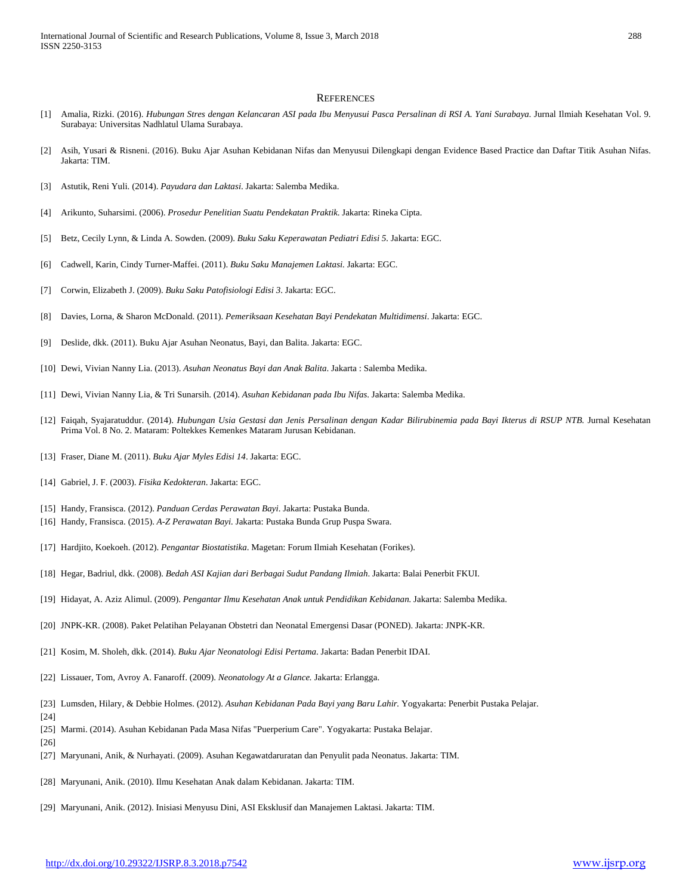## REFERENCES

[1] Amalia, Rizki. (2016). *Hubungan Stres dengan Kelancaran ASI pada Ibu Menyusui Pasca Persalinan di RSI A. Yani Surabaya.* Jurnal Ilmiah Kesehatan Vol. 9. Surabaya: Universitas Nadhlatul Ulama Surabaya.

[2] Asih, Yusari & Risneni. (2016). Buku Ajar Asuhan Kebidanan Nifas dan Menyusui Dilengkapi dengan Evidence Based Practice dan Daftar Titik Asuhan Nifas. Jakarta: TIM.

[3] Astutik, Reni Yuli. (2014). *Payudara dan Laktasi*. Jakarta: Salemba Medika.

[4] Arikunto, Suharsimi. (2006). *Prosedur Penelitian Suatu Pendekatan Praktik.* Jakarta: Rineka Cipta.

[5] Betz, Cecily Lynn, & Linda A. Sowden. (2009). *Buku Saku Keperawatan Pediatri Edisi 5.* Jakarta: EGC.

[6] Cadwell, Karin, Cindy Turner-Maffei. (2011). *Buku Saku Manajemen Laktasi.* Jakarta: EGC.

[7] Corwin, Elizabeth J. (2009). *Buku Saku Patofisiologi Edisi 3*. Jakarta: EGC.

[8] Davies, Lorna, & Sharon McDonald. (2011). *Pemeriksaan Kesehatan Bayi Pendekatan Multidimensi*. Jakarta: EGC.

[9] Deslide, dkk. (2011). Buku Ajar Asuhan Neonatus, Bayi, dan Balita. Jakarta: EGC.

[10] Dewi, Vivian Nanny Lia. (2013). *Asuhan Neonatus Bayi dan Anak Balita*. Jakarta : Salemba Medika.

[11] Dewi, Vivian Nanny Lia, & Tri Sunarsih. (2014). *Asuhan Kebidanan pada Ibu Nifas*. Jakarta: Salemba Medika.

[12] Faiqah, Syajaratuddur. (2014). *Hubungan Usia Gestasi dan Jenis Persalinan dengan Kadar Bilirubinemia pada Bayi Ikterus di RSUP NTB.* Jurnal Kesehatan Prima Vol. 8 No. 2. Mataram: Poltekkes Kemenkes Mataram Jurusan Kebidanan.

[13] Fraser, Diane M. (2011). *Buku Ajar Myles Edisi 14*. Jakarta: EGC.

[14] Gabriel, J. F. (2003). *Fisika Kedokteran*. Jakarta: EGC.

[15] Handy, Fransisca. (2012). *Panduan Cerdas Perawatan Bayi*. Jakarta: Pustaka Bunda.

[16] Handy, Fransisca. (2015). *A-Z Perawatan Bayi.* Jakarta: Pustaka Bunda Grup Puspa Swara.

[17] Hardjito, Koekoeh. (2012). *Pengantar Biostatistika*. Magetan: Forum Ilmiah Kesehatan (Forikes).

[18] Hegar, Badriul, dkk. (2008). *Bedah ASI Kajian dari Berbagai Sudut Pandang Ilmiah*. Jakarta: Balai Penerbit FKUI.

[19] Hidayat, A. Aziz Alimul. (2009). *Pengantar Ilmu Kesehatan Anak untuk Pendidikan Kebidanan.* Jakarta: Salemba Medika.

[20] JNPK-KR. (2008). Paket Pelatihan Pelayanan Obstetri dan Neonatal Emergensi Dasar (PONED). Jakarta: JNPK-KR.

[21] Kosim, M. Sholeh, dkk. (2014). *Buku Ajar Neonatologi Edisi Pertama*. Jakarta: Badan Penerbit IDAI.

[22] Lissauer, Tom, Avroy A. Fanaroff. (2009). *Neonatology At a Glance.* Jakarta: Erlangga.

[23] Lumsden, Hilary, & Debbie Holmes. (2012). *Asuhan Kebidanan Pada Bayi yang Baru Lahir.* Yogyakarta: Penerbit Pustaka Pelajar.

[24]

[25] Marmi. (2014). Asuhan Kebidanan Pada Masa Nifas "Puerperium Care". Yogyakarta: Pustaka Belajar.

[26]

[27] Maryunani, Anik, & Nurhayati. (2009). Asuhan Kegawatdaruratan dan Penyulit pada Neonatus. Jakarta: TIM.

[28] Maryunani, Anik. (2010). Ilmu Kesehatan Anak dalam Kebidanan. Jakarta: TIM.

[29] Maryunani, Anik. (2012). Inisiasi Menyusu Dini, ASI Eksklusif dan Manajemen Laktasi. Jakarta: TIM.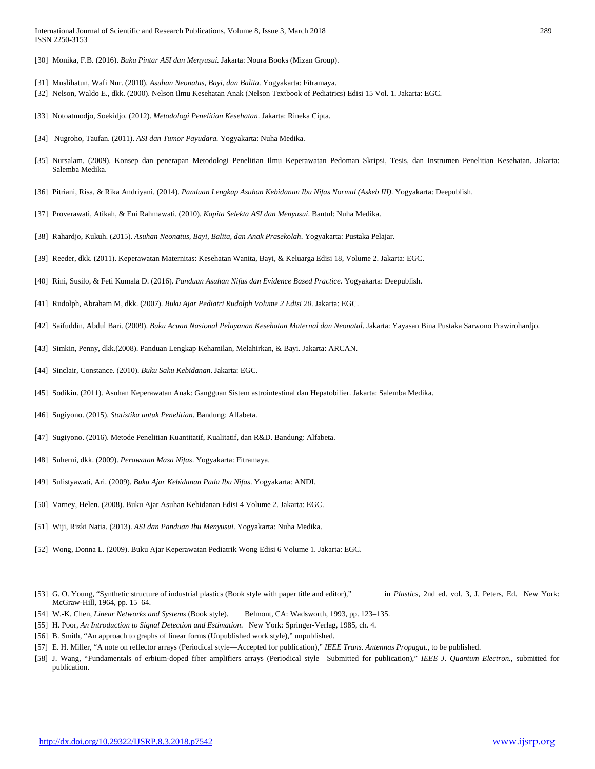[30] Monika, F.B. (2016). *Buku Pintar ASI dan Menyusui.* Jakarta: Noura Books (Mizan Group).

[31] Muslihatun, Wafi Nur. (2010). *Asuhan Neonatus, Bayi, dan Balita*. Yogyakarta: Fitramaya.

[32] Nelson, Waldo E., dkk. (2000). Nelson Ilmu Kesehatan Anak (Nelson Textbook of Pediatrics) Edisi 15 Vol. 1. Jakarta: EGC.

[33] Notoatmodjo, Soekidjo. (2012). *Metodologi Penelitian Kesehatan*. Jakarta: Rineka Cipta.

[34] Nugroho, Taufan. (2011). *ASI dan Tumor Payudara.* Yogyakarta: Nuha Medika.

[35] Nursalam. (2009). Konsep dan penerapan Metodologi Penelitian Ilmu Keperawatan Pedoman Skripsi, Tesis, dan Instrumen Penelitian Kesehatan. Jakarta: Salemba Medika.

[36] Pitriani, Risa, & Rika Andriyani. (2014). *Panduan Lengkap Asuhan Kebidanan Ibu Nifas Normal (Askeb III)*. Yogyakarta: Deepublish.

[37] Proverawati, Atikah, & Eni Rahmawati. (2010). *Kapita Selekta ASI dan Menyusui*. Bantul: Nuha Medika.

[38] Rahardjo, Kukuh. (2015). *Asuhan Neonatus, Bayi, Balita, dan Anak Prasekolah*. Yogyakarta: Pustaka Pelajar.

[39] Reeder, dkk. (2011). Keperawatan Maternitas: Kesehatan Wanita, Bayi, & Keluarga Edisi 18, Volume 2. Jakarta: EGC.

[40] Rini, Susilo, & Feti Kumala D. (2016). *Panduan Asuhan Nifas dan Evidence Based Practice*. Yogyakarta: Deepublish.

[41] Rudolph, Abraham M, dkk. (2007). *Buku Ajar Pediatri Rudolph Volume 2 Edisi 20*. Jakarta: EGC.

[42] Saifuddin, Abdul Bari. (2009). *Buku Acuan Nasional Pelayanan Kesehatan Maternal dan Neonatal*. Jakarta: Yayasan Bina Pustaka Sarwono Prawirohardjo.

[43] Simkin, Penny, dkk.(2008). Panduan Lengkap Kehamilan, Melahirkan, & Bayi. Jakarta: ARCAN.

[44] Sinclair, Constance. (2010). *Buku Saku Kebidanan*. Jakarta: EGC.

[45] Sodikin. (2011). Asuhan Keperawatan Anak: Gangguan Sistem astrointestinal dan Hepatobilier. Jakarta: Salemba Medika.

[46] Sugiyono. (2015). *Statistika untuk Penelitian*. Bandung: Alfabeta.

[47] Sugiyono. (2016). Metode Penelitian Kuantitatif, Kualitatif, dan R&D. Bandung: Alfabeta.

[48] Suherni, dkk. (2009). *Perawatan Masa Nifas*. Yogyakarta: Fitramaya.

[49] Sulistyawati, Ari. (2009). *Buku Ajar Kebidanan Pada Ibu Nifas*. Yogyakarta: ANDI.

[50] Varney, Helen. (2008). Buku Ajar Asuhan Kebidanan Edisi 4 Volume 2. Jakarta: EGC.

[51] Wiji, Rizki Natia. (2013). *ASI dan Panduan Ibu Menyusui*. Yogyakarta: Nuha Medika.

[52] Wong, Donna L. (2009). Buku Ajar Keperawatan Pediatrik Wong Edisi 6 Volume 1. Jakarta: EGC.

[53] G. O. Young, "Synthetic structure of industrial plastics (Book style with paper title and editor)," in *Plastics*, 2nd ed. vol. 3, J. Peters, Ed. New York: McGraw-Hill, 1964, pp. 15–64.

[54] W.-K. Chen, *Linear Networks and Systems* (Book style). Belmont, CA: Wadsworth, 1993, pp. 123–135.

[55] H. Poor, *An Introduction to Signal Detection and Estimation*. New York: Springer-Verlag, 1985, ch. 4.

[56] B. Smith, "An approach to graphs of linear forms (Unpublished work style)," unpublished.

[57] E. H. Miller, "A note on reflector arrays (Periodical style—Accepted for publication)," *IEEE Trans. Antennas Propagat.*, to be published.

[58] J. Wang, "Fundamentals of erbium-doped fiber amplifiers arrays (Periodical style—Submitted for publication)," *IEEE J. Quantum Electron.*, submitted for publication.